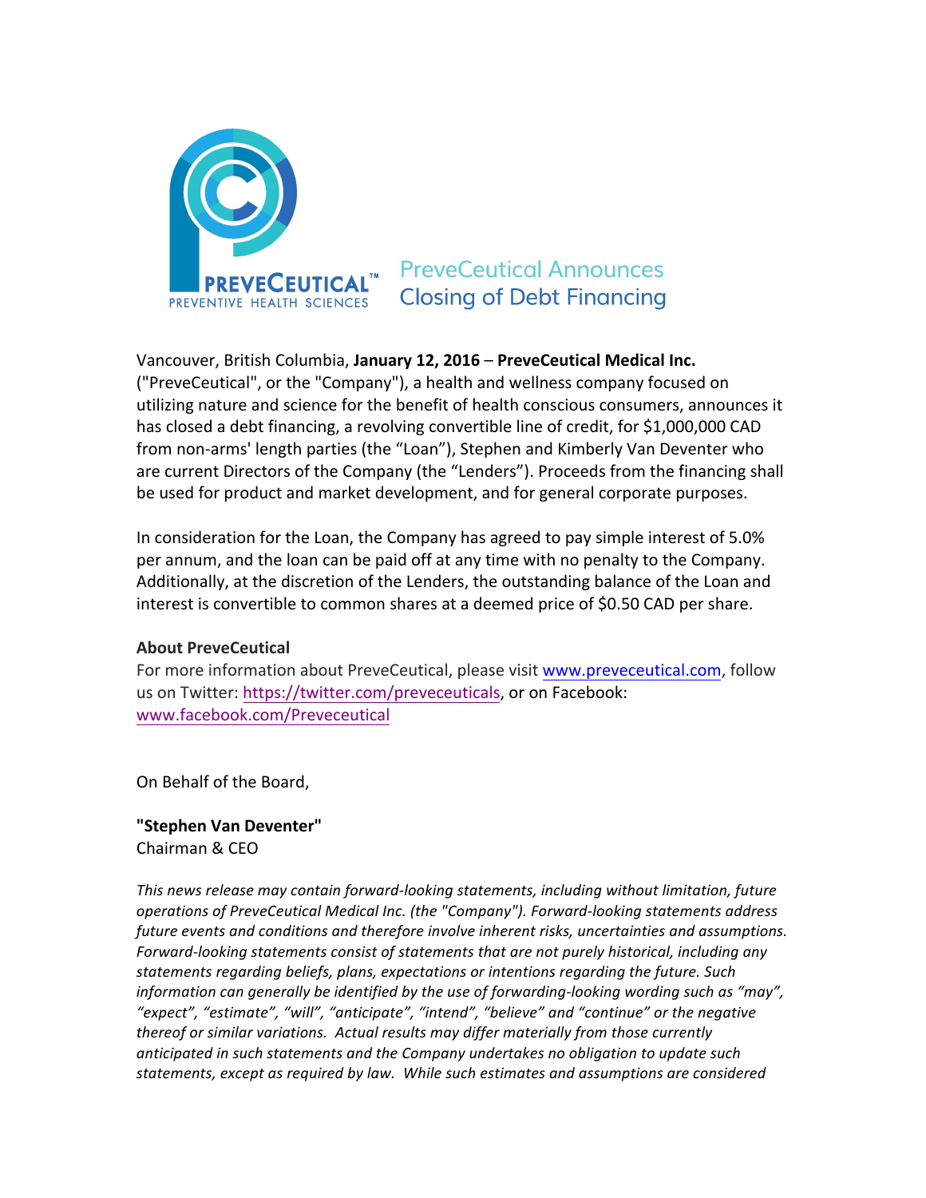PREVECEUTICAL™
PREVENTIVE HEALTH SCIENCES

# PreveCeutical Announces Closing of Debt Financing

Vancouver, British Columbia, **January 12, 2016** – **PreveCeutical Medical Inc.** ("PreveCeutical", or the "Company"), a health and wellness company focused on utilizing nature and science for the benefit of health conscious consumers, announces it has closed a debt financing, a revolving convertible line of credit, for $1,000,000 CAD from non-arms' length parties (the "Loan"), Stephen and Kimberly Van Deventer who are current Directors of the Company (the "Lenders"). Proceeds from the financing shall be used for product and market development, and for general corporate purposes.

In consideration for the Loan, the Company has agreed to pay simple interest of 5.0% per annum, and the loan can be paid off at any time with no penalty to the Company. Additionally, at the discretion of the Lenders, the outstanding balance of the Loan and interest is convertible to common shares at a deemed price of $0.50 CAD per share.

**About PreveCeutical**

For more information about PreveCeutical, please visit www.preveceutical.com, follow us on Twitter: https://twitter.com/preveceuticals, or on Facebook: www.facebook.com/Preveceutical

On Behalf of the Board,

**"Stephen Van Deventer"**
Chairman & CEO

*This news release may contain forward-looking statements, including without limitation, future operations of PreveCeutical Medical Inc. (the "Company"). Forward-looking statements address future events and conditions and therefore involve inherent risks, uncertainties and assumptions. Forward-looking statements consist of statements that are not purely historical, including any statements regarding beliefs, plans, expectations or intentions regarding the future. Such information can generally be identified by the use of forwarding-looking wording such as "may", "expect", "estimate", "will", "anticipate", "intend", "believe" and "continue" or the negative thereof or similar variations. Actual results may differ materially from those currently anticipated in such statements and the Company undertakes no obligation to update such statements, except as required by law. While such estimates and assumptions are considered*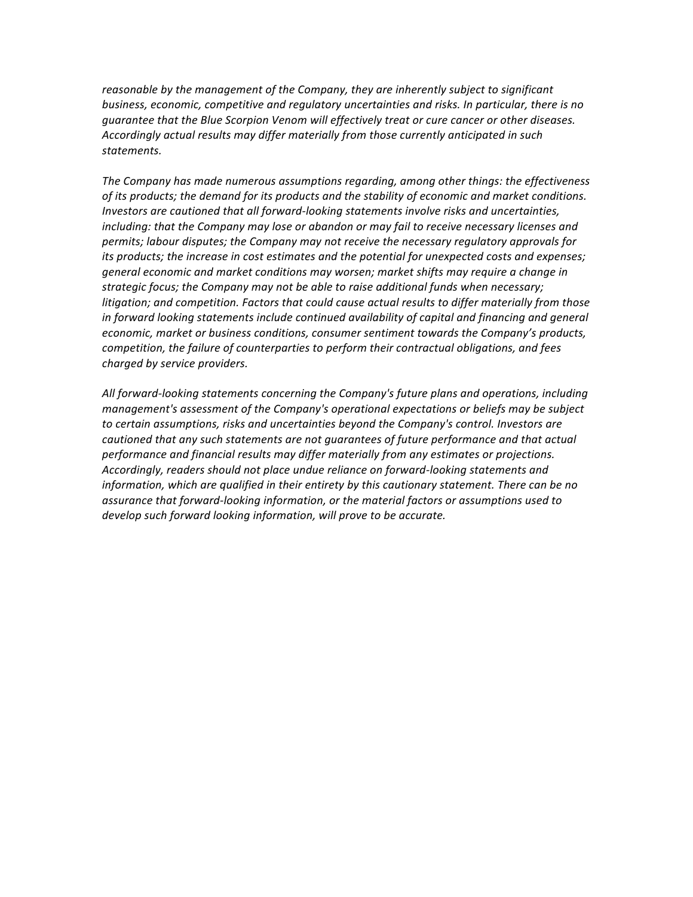*reasonable by the management of the Company, they are inherently subject to significant business, economic, competitive and regulatory uncertainties and risks. In particular, there is no guarantee that the Blue Scorpion Venom will effectively treat or cure cancer or other diseases. Accordingly actual results may differ materially from those currently anticipated in such statements.*

*The Company has made numerous assumptions regarding, among other things: the effectiveness of its products; the demand for its products and the stability of economic and market conditions. Investors are cautioned that all forward-looking statements involve risks and uncertainties, including: that the Company may lose or abandon or may fail to receive necessary licenses and permits; labour disputes; the Company may not receive the necessary regulatory approvals for its products; the increase in cost estimates and the potential for unexpected costs and expenses; general economic and market conditions may worsen; market shifts may require a change in strategic focus; the Company may not be able to raise additional funds when necessary; litigation; and competition. Factors that could cause actual results to differ materially from those in forward looking statements include continued availability of capital and financing and general economic, market or business conditions, consumer sentiment towards the Company's products, competition, the failure of counterparties to perform their contractual obligations, and fees charged by service providers.*

*All forward-looking statements concerning the Company's future plans and operations, including management's assessment of the Company's operational expectations or beliefs may be subject to certain assumptions, risks and uncertainties beyond the Company's control. Investors are cautioned that any such statements are not guarantees of future performance and that actual performance and financial results may differ materially from any estimates or projections. Accordingly, readers should not place undue reliance on forward-looking statements and information, which are qualified in their entirety by this cautionary statement. There can be no assurance that forward-looking information, or the material factors or assumptions used to develop such forward looking information, will prove to be accurate.*